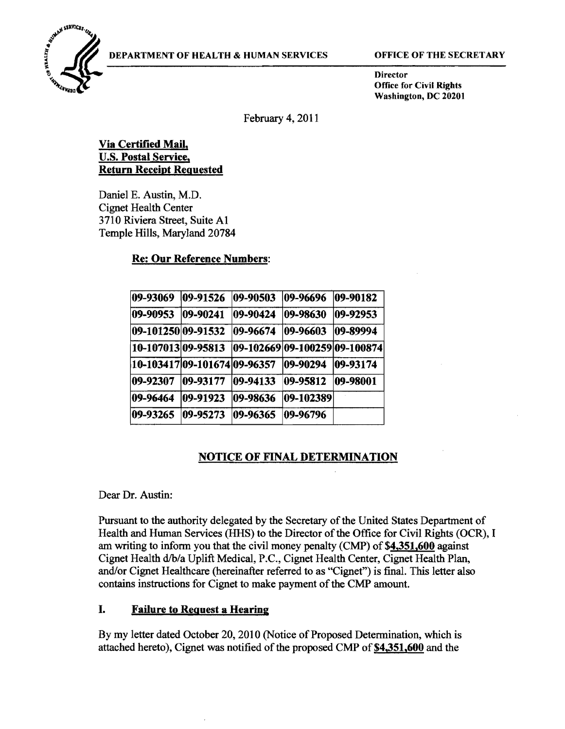DEPARTMENT OF HEALTH & HUMAN SERVICES

OFFICE OF THE SECRETARY

Director
Office for Civil Rights
Washington, DC 20201

February 4, 2011

**Via Certified Mail,**
**U.S. Postal Service,**
**Return Receipt Requested**

Daniel E. Austin, M.D.
Cignet Health Center
3710 Riviera Street, Suite A1
Temple Hills, Maryland 20784

**Re: Our Reference Numbers:**

| | | | | |
|---|---|---|---|---|
| 09-93069 | 09-91526 | 09-90503 | 09-96696 | 09-90182 |
| 09-90953 | 09-90241 | 09-90424 | 09-98630 | 09-92953 |
| 09-101250 | 09-91532 | 09-96674 | 09-96603 | 09-89994 |
| 10-107013 | 09-95813 | 09-102669 | 09-100259 | 09-100874 |
| 10-103417 | 09-101674 | 09-96357 | 09-90294 | 09-93174 |
| 09-92307 | 09-93177 | 09-94133 | 09-95812 | 09-98001 |
| 09-96464 | 09-91923 | 09-98636 | 09-102389 | |
| 09-93265 | 09-95273 | 09-96365 | 09-96796 | |

## NOTICE OF FINAL DETERMINATION

Dear Dr. Austin:

Pursuant to the authority delegated by the Secretary of the United States Department of Health and Human Services (HHS) to the Director of the Office for Civil Rights (OCR), I am writing to inform you that the civil money penalty (CMP) of **$4,351,600** against Cignet Health d/b/a Uplift Medical, P.C., Cignet Health Center, Cignet Health Plan, and/or Cignet Healthcare (hereinafter referred to as "Cignet") is final. This letter also contains instructions for Cignet to make payment of the CMP amount.

### I. Failure to Request a Hearing

By my letter dated October 20, 2010 (Notice of Proposed Determination, which is attached hereto), Cignet was notified of the proposed CMP of **$4,351,600** and the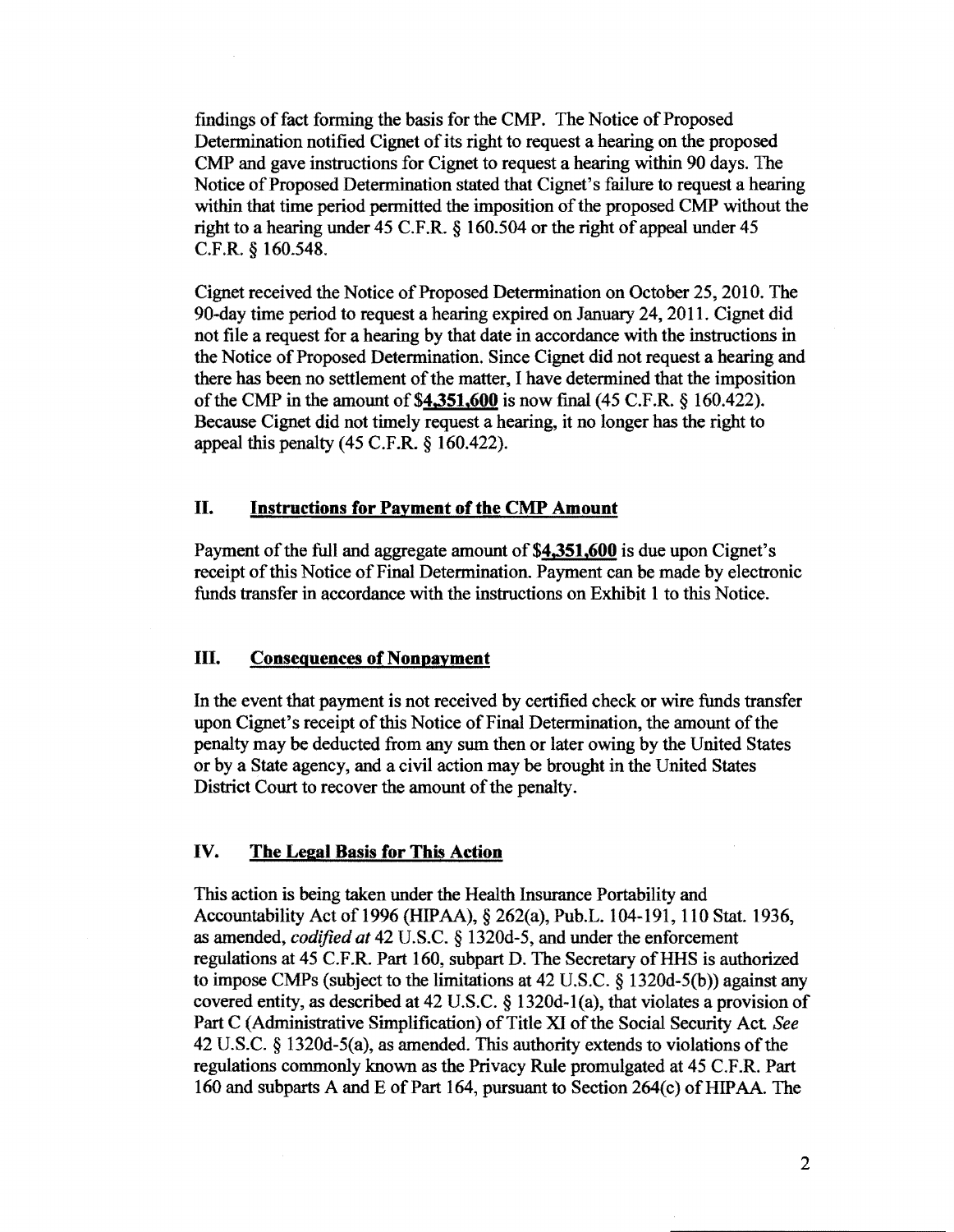findings of fact forming the basis for the CMP. The Notice of Proposed Determination notified Cignet of its right to request a hearing on the proposed CMP and gave instructions for Cignet to request a hearing within 90 days. The Notice of Proposed Determination stated that Cignet's failure to request a hearing within that time period permitted the imposition of the proposed CMP without the right to a hearing under 45 C.F.R. § 160.504 or the right of appeal under 45 C.F.R. § 160.548.

Cignet received the Notice of Proposed Determination on October 25, 2010. The 90-day time period to request a hearing expired on January 24, 2011. Cignet did not file a request for a hearing by that date in accordance with the instructions in the Notice of Proposed Determination. Since Cignet did not request a hearing and there has been no settlement of the matter, I have determined that the imposition of the CMP in the amount of **$4,351,600** is now final (45 C.F.R. § 160.422). Because Cignet did not timely request a hearing, it no longer has the right to appeal this penalty (45 C.F.R. § 160.422).

## II. Instructions for Payment of the CMP Amount

Payment of the full and aggregate amount of **$4,351,600** is due upon Cignet's receipt of this Notice of Final Determination. Payment can be made by electronic funds transfer in accordance with the instructions on Exhibit 1 to this Notice.

## III. Consequences of Nonpayment

In the event that payment is not received by certified check or wire funds transfer upon Cignet's receipt of this Notice of Final Determination, the amount of the penalty may be deducted from any sum then or later owing by the United States or by a State agency, and a civil action may be brought in the United States District Court to recover the amount of the penalty.

## IV. The Legal Basis for This Action

This action is being taken under the Health Insurance Portability and Accountability Act of 1996 (HIPAA), § 262(a), Pub.L. 104-191, 110 Stat. 1936, as amended, *codified at* 42 U.S.C. § 1320d-5, and under the enforcement regulations at 45 C.F.R. Part 160, subpart D. The Secretary of HHS is authorized to impose CMPs (subject to the limitations at 42 U.S.C. § 1320d-5(b)) against any covered entity, as described at 42 U.S.C. § 1320d-1(a), that violates a provision of Part C (Administrative Simplification) of Title XI of the Social Security Act. *See* 42 U.S.C. § 1320d-5(a), as amended. This authority extends to violations of the regulations commonly known as the Privacy Rule promulgated at 45 C.F.R. Part 160 and subparts A and E of Part 164, pursuant to Section 264(c) of HIPAA. The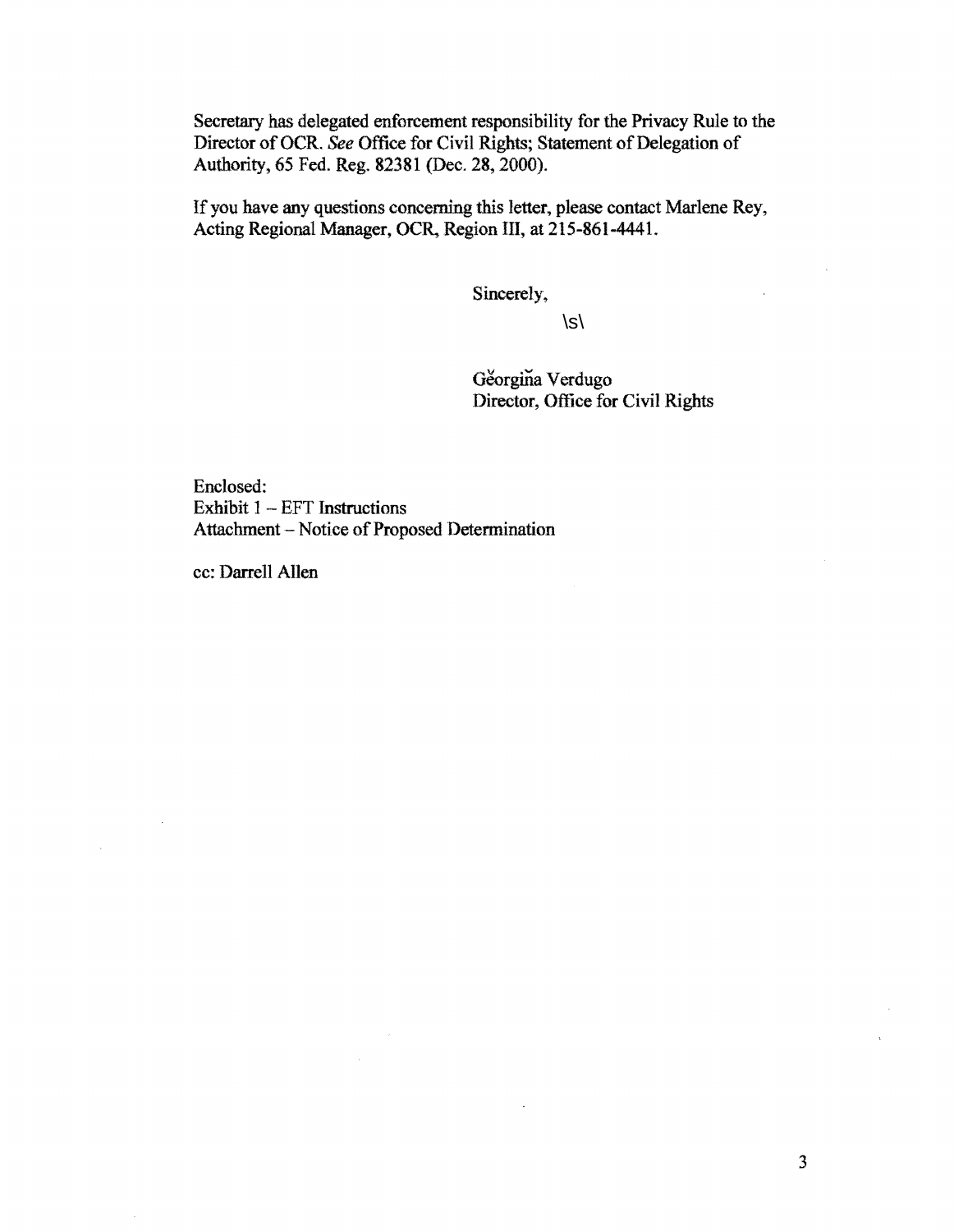Secretary has delegated enforcement responsibility for the Privacy Rule to the Director of OCR. *See* Office for Civil Rights; Statement of Delegation of Authority, 65 Fed. Reg. 82381 (Dec. 28, 2000).

If you have any questions concerning this letter, please contact Marlene Rey, Acting Regional Manager, OCR, Region III, at 215-861-4441.

Sincerely,

\s\

Georgina Verdugo
Director, Office for Civil Rights

Enclosed:
Exhibit 1 – EFT Instructions
Attachment – Notice of Proposed Determination

cc: Darrell Allen